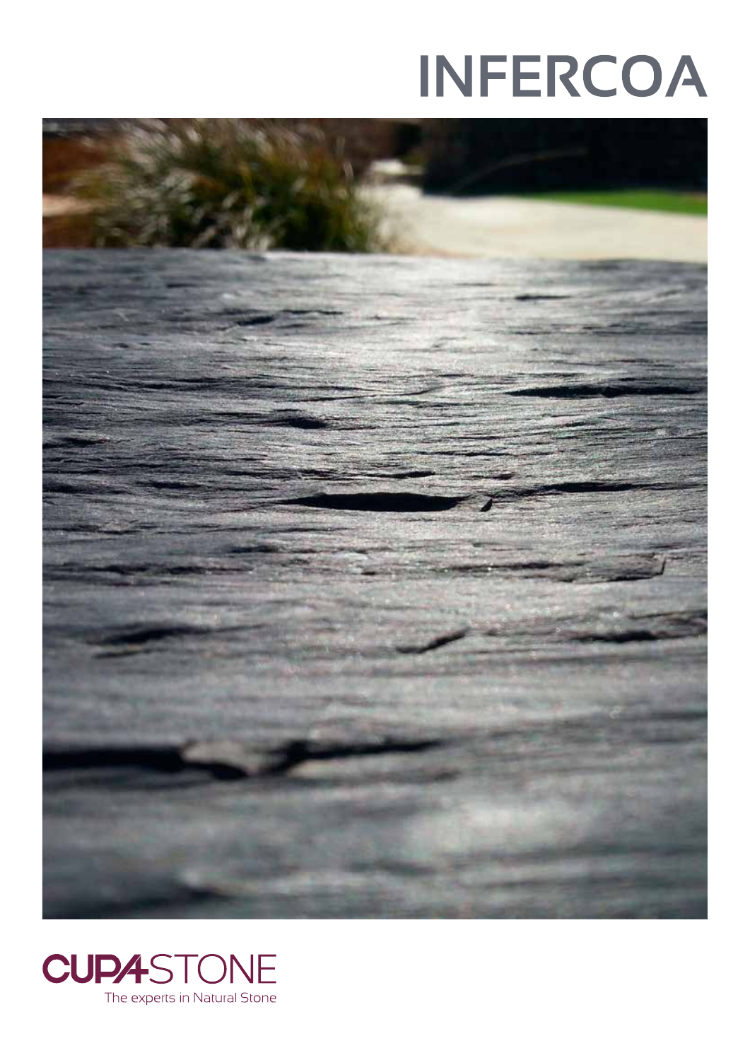# INFERCOA

CUPA STONE

The experts in Natural Stone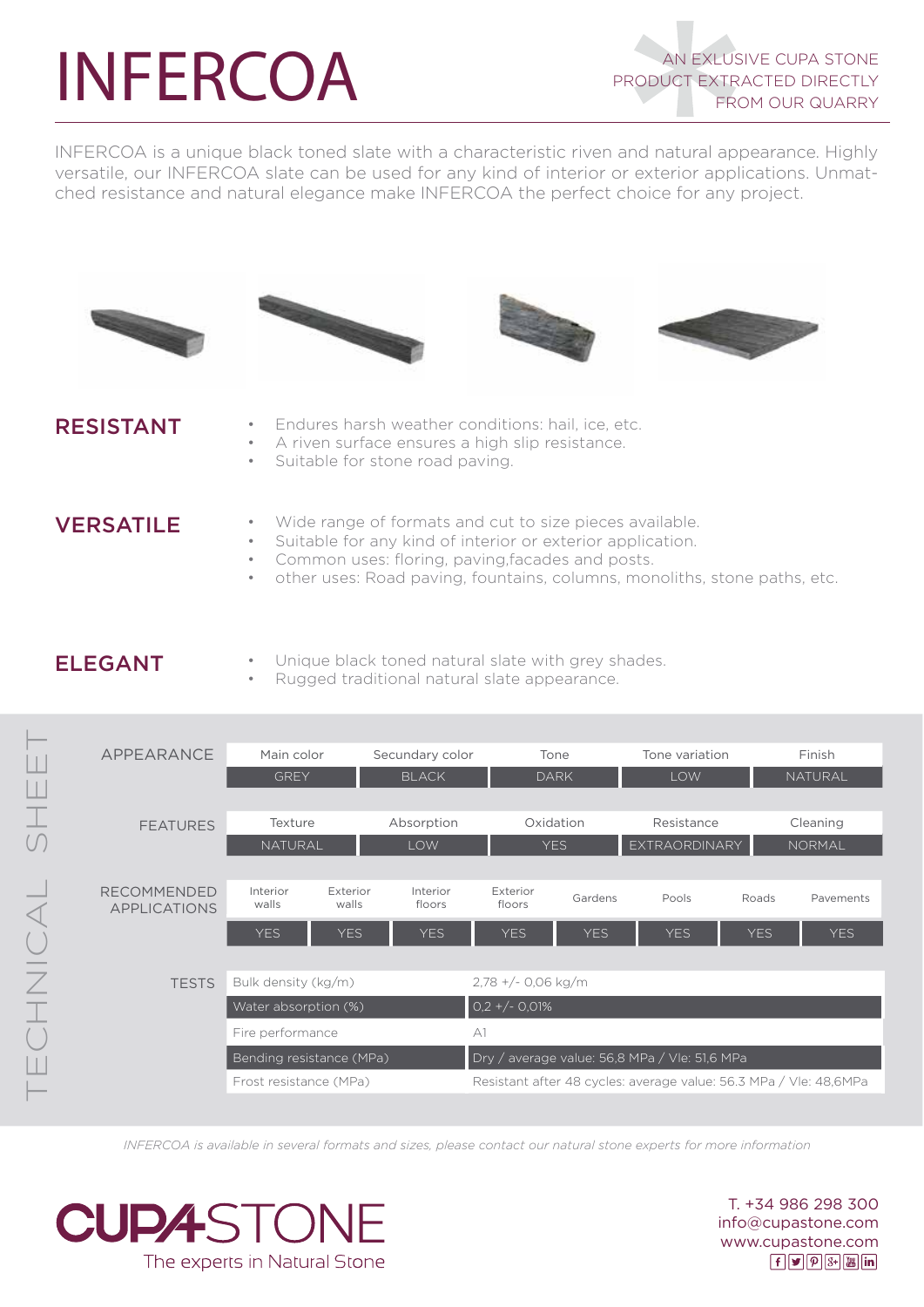# INFERCOA

AN EXLUSIVE CUPA STONE PRODUCT EXTRACTED DIRECTLY FROM OUR QUARRY

INFERCOA is a unique black toned slate with a characteristic riven and natural appearance. Highly versatile, our INFERCOA slate can be used for any kind of interior or exterior applications. Unmatched resistance and natural elegance make INFERCOA the perfect choice for any project.

## RESISTANT

- Endures harsh weather conditions: hail, ice, etc.
- A riven surface ensures a high slip resistance.
- Suitable for stone road paving.

## VERSATILE

- Wide range of formats and cut to size pieces available.
- Suitable for any kind of interior or exterior application.
- Common uses: floring, paving,facades and posts.
- other uses: Road paving, fountains, columns, monoliths, stone paths, etc.

## ELEGANT

- Unique black toned natural slate with grey shades.
- Rugged traditional natural slate appearance.

## TECHNICAL SHEET

**APPEARANCE**

| Main color | Secundary color | Tone | Tone variation | Finish |
|---|---|---|---|---|
| GREY | BLACK | DARK | LOW | NATURAL |

**FEATURES**

| Texture | Absorption | Oxidation | Resistance | Cleaning |
|---|---|---|---|---|
| NATURAL | LOW | YES | EXTRAORDINARY | NORMAL |

**RECOMMENDED APPLICATIONS**

| Interior walls | Exterior walls | Interior floors | Exterior floors | Gardens | Pools | Roads | Pavements |
|---|---|---|---|---|---|---|---|
| YES | YES | YES | YES | YES | YES | YES | YES |

**TESTS**

| Test | Value |
|---|---|
| Bulk density (kg/m) | 2,78 +/- 0,06 kg/m |
| Water absorption (%) | 0,2 +/- 0,01% |
| Fire performance | A1 |
| Bending resistance (MPa) | Dry / average value: 56,8 MPa / Vle: 51,6 MPa |
| Frost resistance (MPa) | Resistant after 48 cycles: average value: 56.3 MPa / Vle: 48,6MPa |

*INFERCOA is available in several formats and sizes, please contact our natural stone experts for more information*

CUPASTONE
The experts in Natural Stone

T. +34 986 298 300
info@cupastone.com
www.cupastone.com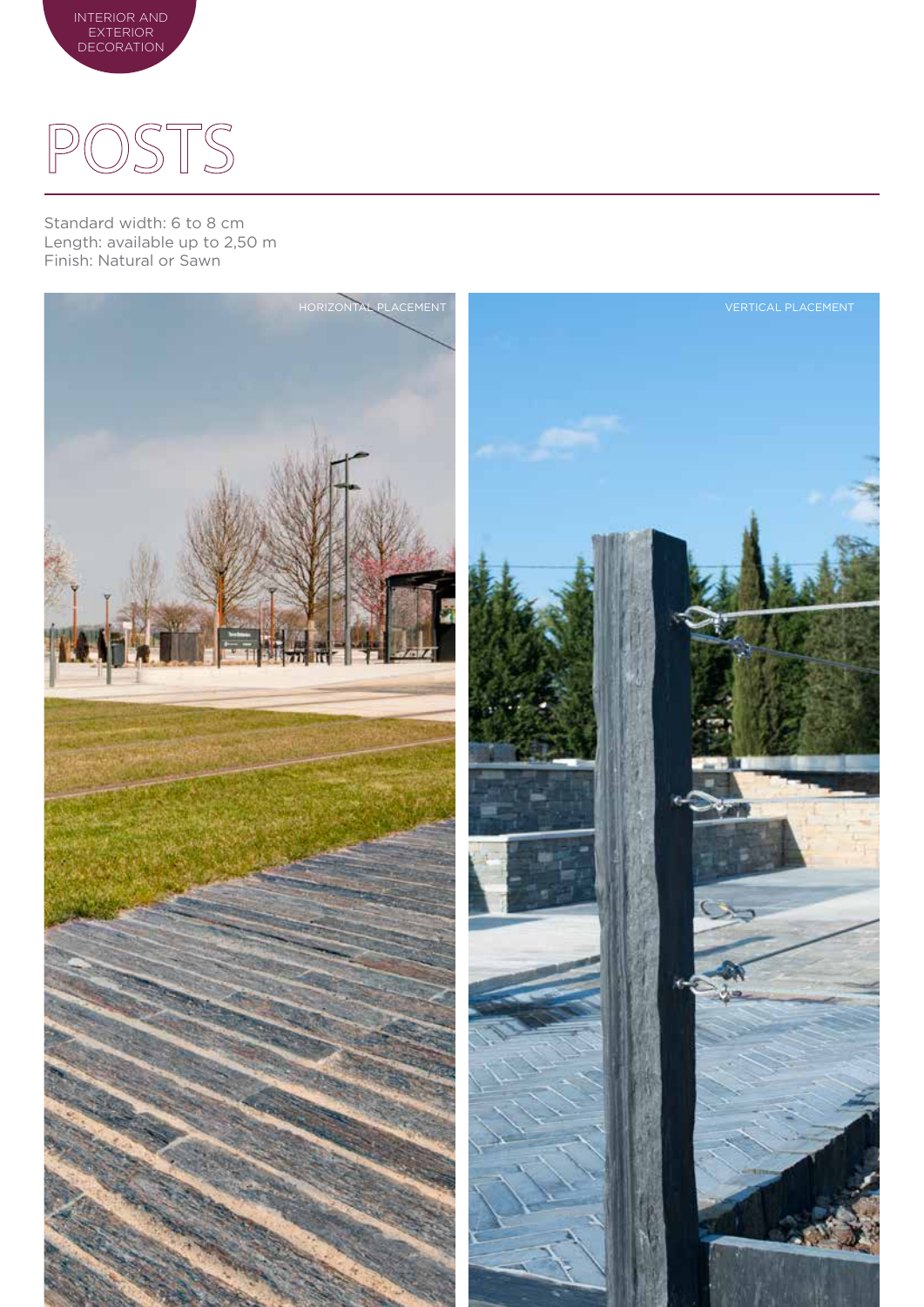# POSTS

Standard width: 6 to 8 cm
Length: available up to 2,50 m
Finish: Natural or Sawn

HORIZONTAL PLACEMENT

VERTICAL PLACEMENT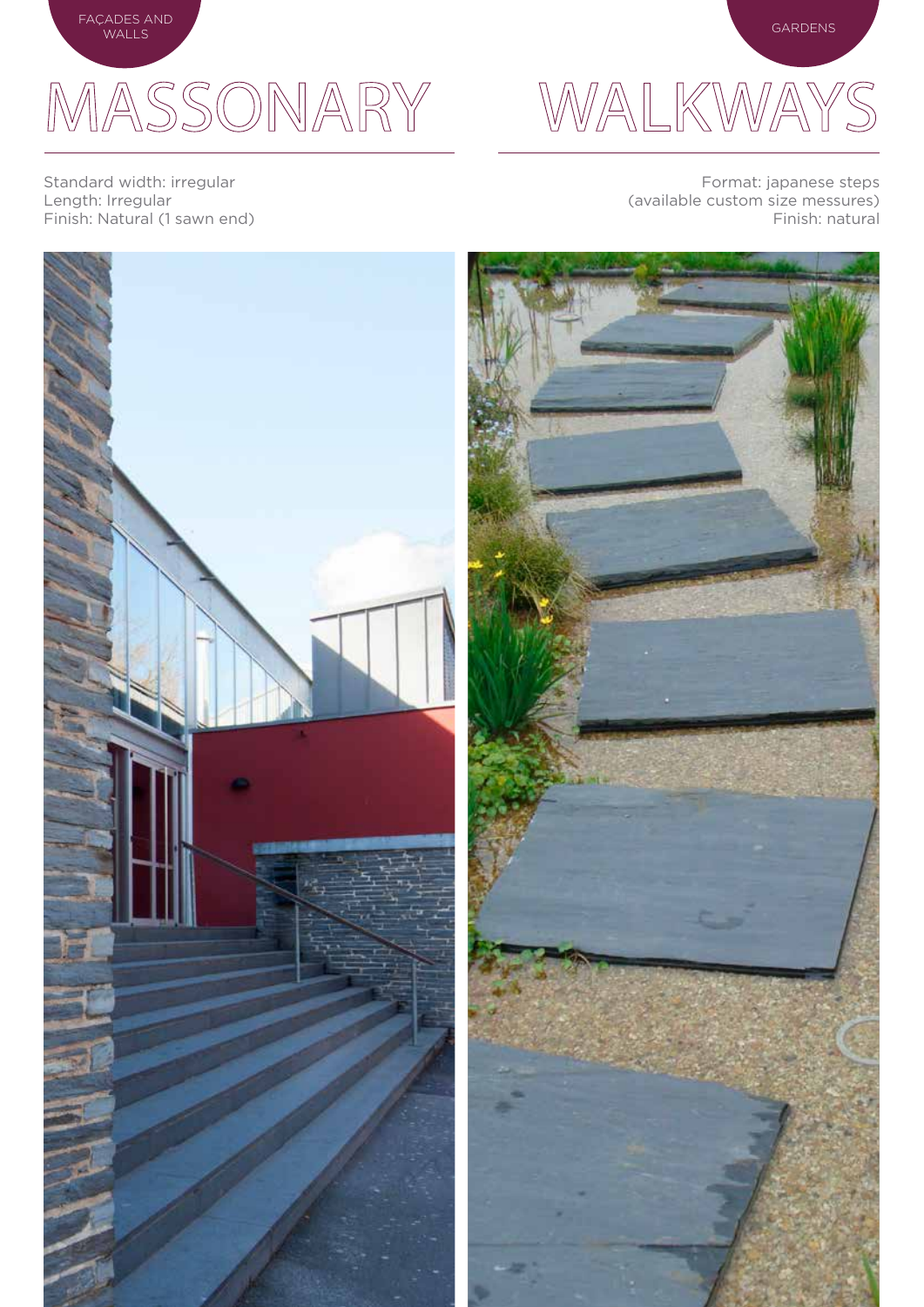FAÇADES AND WALLS

# MASSONARY

Standard width: irregular
Length: Irregular
Finish: Natural (1 sawn end)

GARDENS

# WALKWAYS

Format: japanese steps
(available custom size messures)
Finish: natural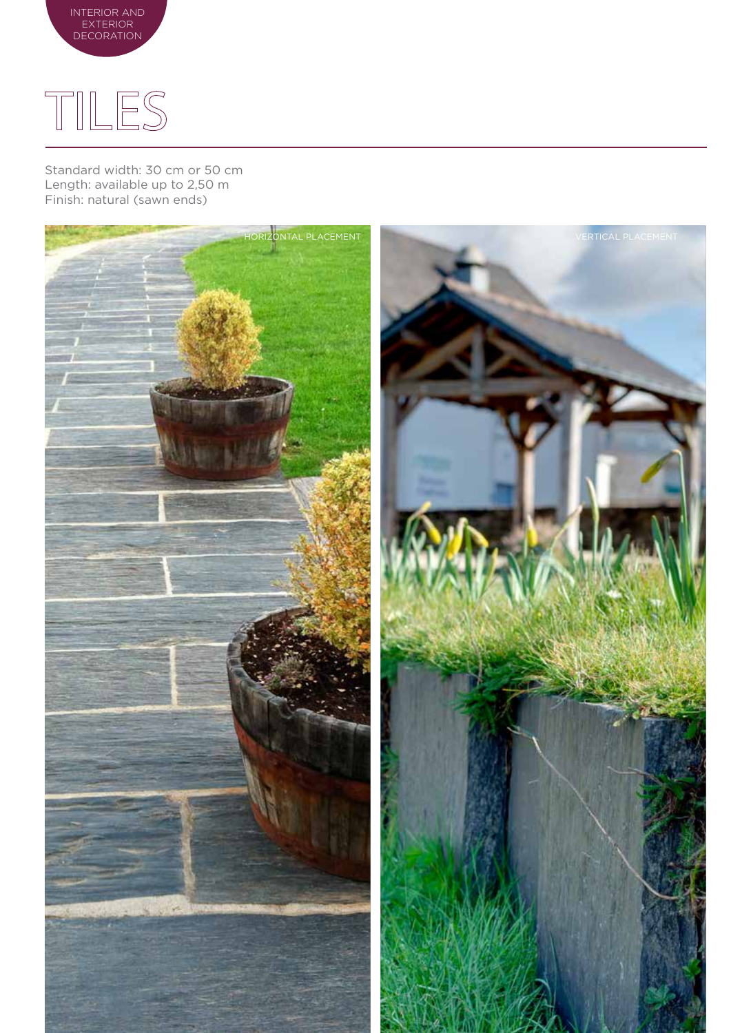INTERIOR AND EXTERIOR DECORATION

# TILES

Standard width: 30 cm or 50 cm
Length: available up to 2,50 m
Finish: natural (sawn ends)

HORIZONTAL PLACEMENT

VERTICAL PLACEMENT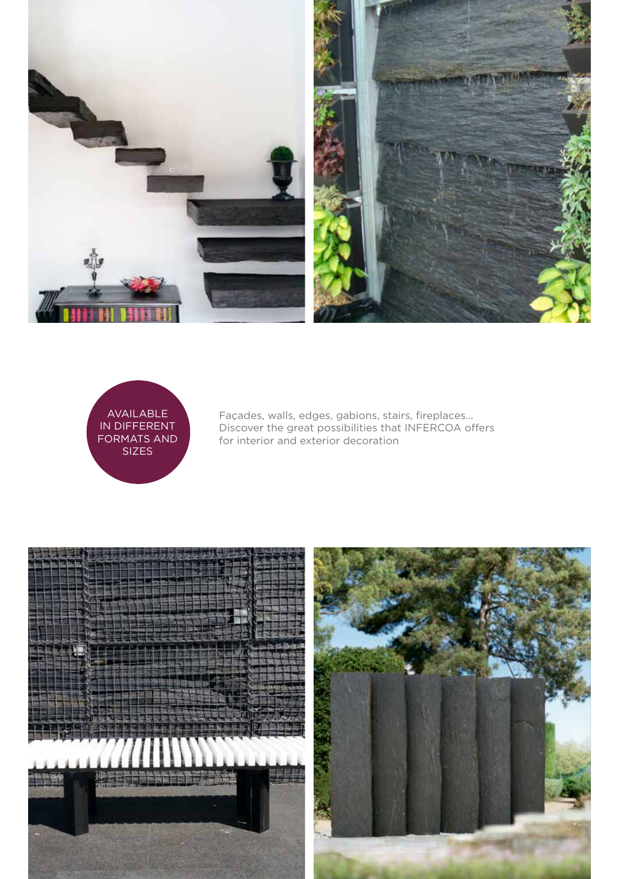AVAILABLE IN DIFFERENT FORMATS AND SIZES

Façades, walls, edges, gabions, stairs, fireplaces...
Discover the great possibilities that INFERCOA offers for interior and exterior decoration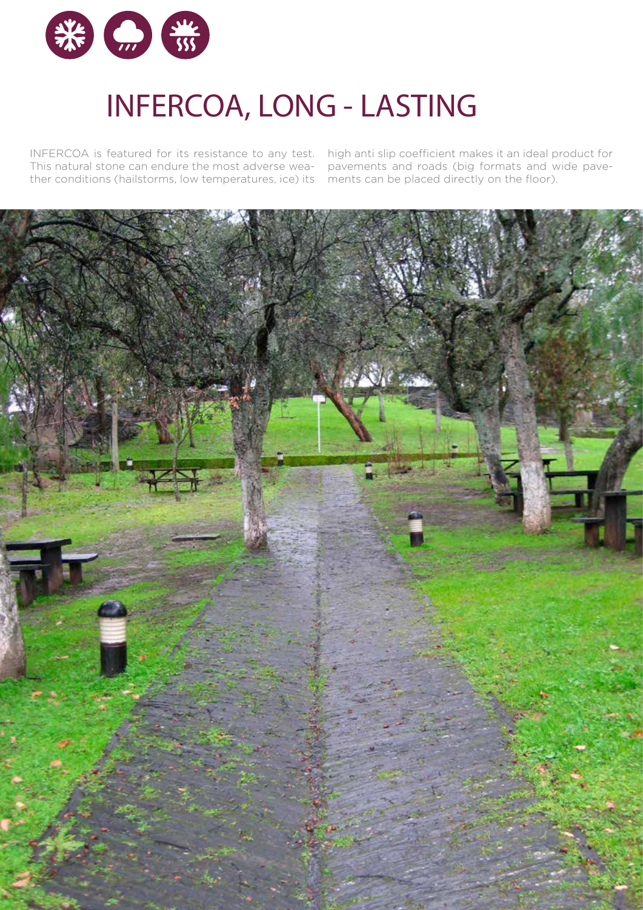# INFERCOA, LONG - LASTING

INFERCOA is featured for its resistance to any test. This natural stone can endure the most adverse weather conditions (hailstorms, low temperatures, ice) its high anti slip coefficient makes it an ideal product for pavements and roads (big formats and wide pavements can be placed directly on the floor).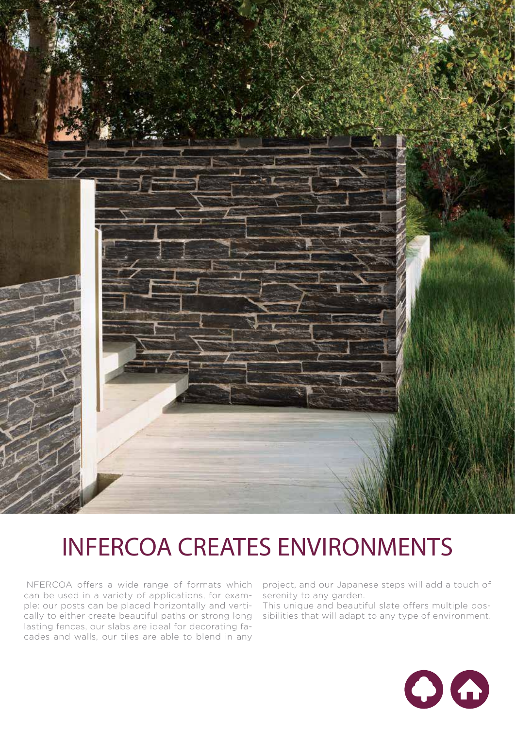# INFERCOA CREATES ENVIRONMENTS

INFERCOA offers a wide range of formats which can be used in a variety of applications, for example: our posts can be placed horizontally and vertically to either create beautiful paths or strong long lasting fences, our slabs are ideal for decorating facades and walls, our tiles are able to blend in any project, and our Japanese steps will add a touch of serenity to any garden.

This unique and beautiful slate offers multiple possibilities that will adapt to any type of environment.